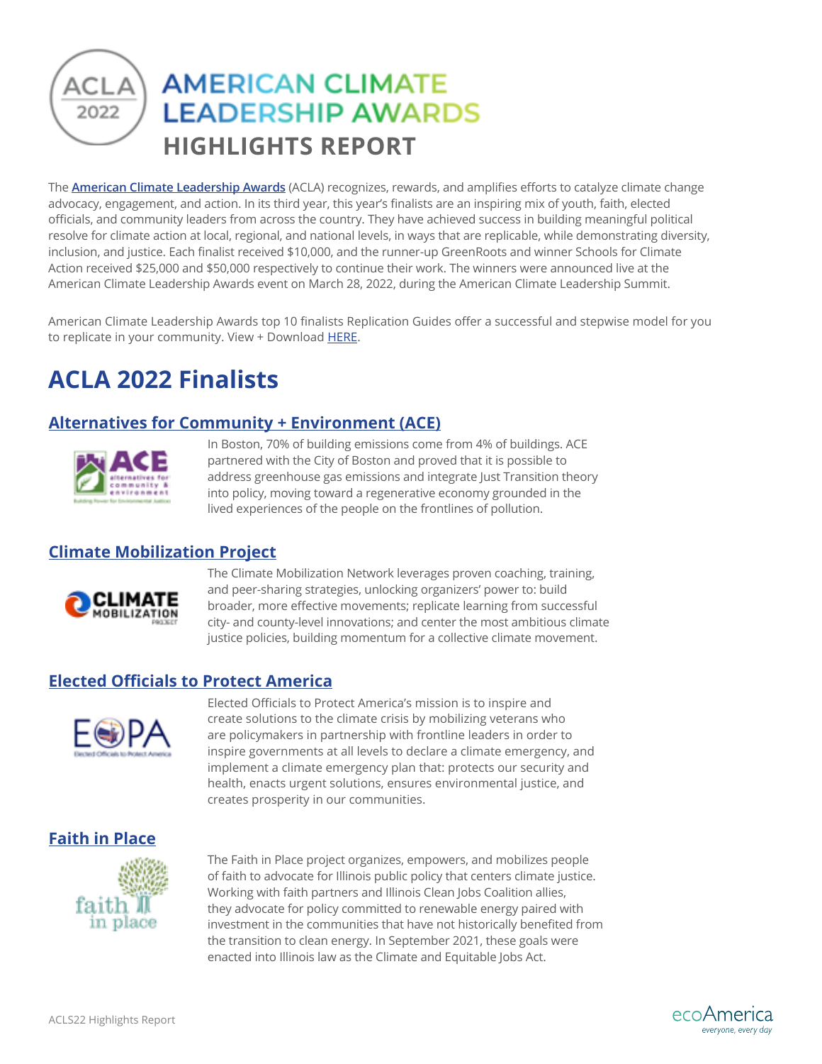# AMERICAN CLIMATE LEADERSHIP AWARDS HIGHLIGHTS REPORT

The **American Climate Leadership Awards** (ACLA) recognizes, rewards, and amplifies efforts to catalyze climate change advocacy, engagement, and action. In its third year, this year's finalists are an inspiring mix of youth, faith, elected officials, and community leaders from across the country. They have achieved success in building meaningful political resolve for climate action at local, regional, and national levels, in ways that are replicable, while demonstrating diversity, inclusion, and justice. Each finalist received $10,000, and the runner-up GreenRoots and winner Schools for Climate Action received $25,000 and $50,000 respectively to continue their work. The winners were announced live at the American Climate Leadership Awards event on March 28, 2022, during the American Climate Leadership Summit.

American Climate Leadership Awards top 10 finalists Replication Guides offer a successful and stepwise model for you to replicate in your community. View + Download HERE.

## ACLA 2022 Finalists

### Alternatives for Community + Environment (ACE)

In Boston, 70% of building emissions come from 4% of buildings. ACE partnered with the City of Boston and proved that it is possible to address greenhouse gas emissions and integrate Just Transition theory into policy, moving toward a regenerative economy grounded in the lived experiences of the people on the frontlines of pollution.

### Climate Mobilization Project

The Climate Mobilization Network leverages proven coaching, training, and peer-sharing strategies, unlocking organizers' power to: build broader, more effective movements; replicate learning from successful city- and county-level innovations; and center the most ambitious climate justice policies, building momentum for a collective climate movement.

### Elected Officials to Protect America

Elected Officials to Protect America's mission is to inspire and create solutions to the climate crisis by mobilizing veterans who are policymakers in partnership with frontline leaders in order to inspire governments at all levels to declare a climate emergency, and implement a climate emergency plan that: protects our security and health, enacts urgent solutions, ensures environmental justice, and creates prosperity in our communities.

### Faith in Place

The Faith in Place project organizes, empowers, and mobilizes people of faith to advocate for Illinois public policy that centers climate justice. Working with faith partners and Illinois Clean Jobs Coalition allies, they advocate for policy committed to renewable energy paired with investment in the communities that have not historically benefited from the transition to clean energy. In September 2021, these goals were enacted into Illinois law as the Climate and Equitable Jobs Act.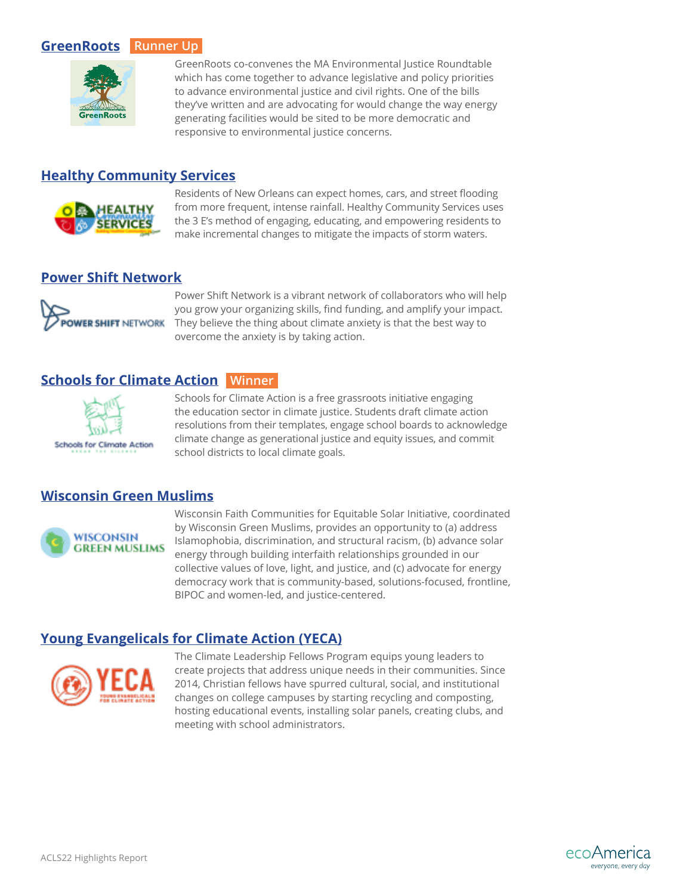## GreenRoots Runner Up

GreenRoots co-convenes the MA Environmental Justice Roundtable which has come together to advance legislative and policy priorities to advance environmental justice and civil rights. One of the bills they've written and are advocating for would change the way energy generating facilities would be sited to be more democratic and responsive to environmental justice concerns.

## Healthy Community Services

Residents of New Orleans can expect homes, cars, and street flooding from more frequent, intense rainfall. Healthy Community Services uses the 3 E's method of engaging, educating, and empowering residents to make incremental changes to mitigate the impacts of storm waters.

## Power Shift Network

Power Shift Network is a vibrant network of collaborators who will help you grow your organizing skills, find funding, and amplify your impact. They believe the thing about climate anxiety is that the best way to overcome the anxiety is by taking action.

## Schools for Climate Action Winner

Schools for Climate Action is a free grassroots initiative engaging the education sector in climate justice. Students draft climate action resolutions from their templates, engage school boards to acknowledge climate change as generational justice and equity issues, and commit school districts to local climate goals.

## Wisconsin Green Muslims

Wisconsin Faith Communities for Equitable Solar Initiative, coordinated by Wisconsin Green Muslims, provides an opportunity to (a) address Islamophobia, discrimination, and structural racism, (b) advance solar energy through building interfaith relationships grounded in our collective values of love, light, and justice, and (c) advocate for energy democracy work that is community-based, solutions-focused, frontline, BIPOC and women-led, and justice-centered.

## Young Evangelicals for Climate Action (YECA)

The Climate Leadership Fellows Program equips young leaders to create projects that address unique needs in their communities. Since 2014, Christian fellows have spurred cultural, social, and institutional changes on college campuses by starting recycling and composting, hosting educational events, installing solar panels, creating clubs, and meeting with school administrators.